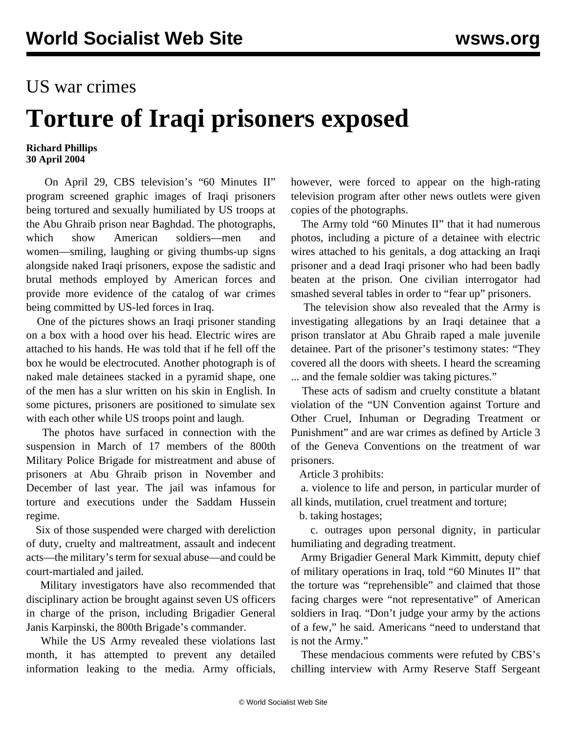US war crimes

# Torture of Iraqi prisoners exposed

**Richard Phillips**
**30 April 2004**

On April 29, CBS television's "60 Minutes II" program screened graphic images of Iraqi prisoners being tortured and sexually humiliated by US troops at the Abu Ghraib prison near Baghdad. The photographs, which show American soldiers—men and women—smiling, laughing or giving thumbs-up signs alongside naked Iraqi prisoners, expose the sadistic and brutal methods employed by American forces and provide more evidence of the catalog of war crimes being committed by US-led forces in Iraq.

One of the pictures shows an Iraqi prisoner standing on a box with a hood over his head. Electric wires are attached to his hands. He was told that if he fell off the box he would be electrocuted. Another photograph is of naked male detainees stacked in a pyramid shape, one of the men has a slur written on his skin in English. In some pictures, prisoners are positioned to simulate sex with each other while US troops point and laugh.

The photos have surfaced in connection with the suspension in March of 17 members of the 800th Military Police Brigade for mistreatment and abuse of prisoners at Abu Ghraib prison in November and December of last year. The jail was infamous for torture and executions under the Saddam Hussein regime.

Six of those suspended were charged with dereliction of duty, cruelty and maltreatment, assault and indecent acts—the military's term for sexual abuse—and could be court-martialed and jailed.

Military investigators have also recommended that disciplinary action be brought against seven US officers in charge of the prison, including Brigadier General Janis Karpinski, the 800th Brigade's commander.

While the US Army revealed these violations last month, it has attempted to prevent any detailed information leaking to the media. Army officials, however, were forced to appear on the high-rating television program after other news outlets were given copies of the photographs.

The Army told "60 Minutes II" that it had numerous photos, including a picture of a detainee with electric wires attached to his genitals, a dog attacking an Iraqi prisoner and a dead Iraqi prisoner who had been badly beaten at the prison. One civilian interrogator had smashed several tables in order to "fear up" prisoners.

The television show also revealed that the Army is investigating allegations by an Iraqi detainee that a prison translator at Abu Ghraib raped a male juvenile detainee. Part of the prisoner's testimony states: "They covered all the doors with sheets. I heard the screaming ... and the female soldier was taking pictures."

These acts of sadism and cruelty constitute a blatant violation of the "UN Convention against Torture and Other Cruel, Inhuman or Degrading Treatment or Punishment" and are war crimes as defined by Article 3 of the Geneva Conventions on the treatment of war prisoners.

Article 3 prohibits:

a. violence to life and person, in particular murder of all kinds, mutilation, cruel treatment and torture;

b. taking hostages;

c. outrages upon personal dignity, in particular humiliating and degrading treatment.

Army Brigadier General Mark Kimmitt, deputy chief of military operations in Iraq, told "60 Minutes II" that the torture was "reprehensible" and claimed that those facing charges were "not representative" of American soldiers in Iraq. "Don't judge your army by the actions of a few," he said. Americans "need to understand that is not the Army."

These mendacious comments were refuted by CBS's chilling interview with Army Reserve Staff Sergeant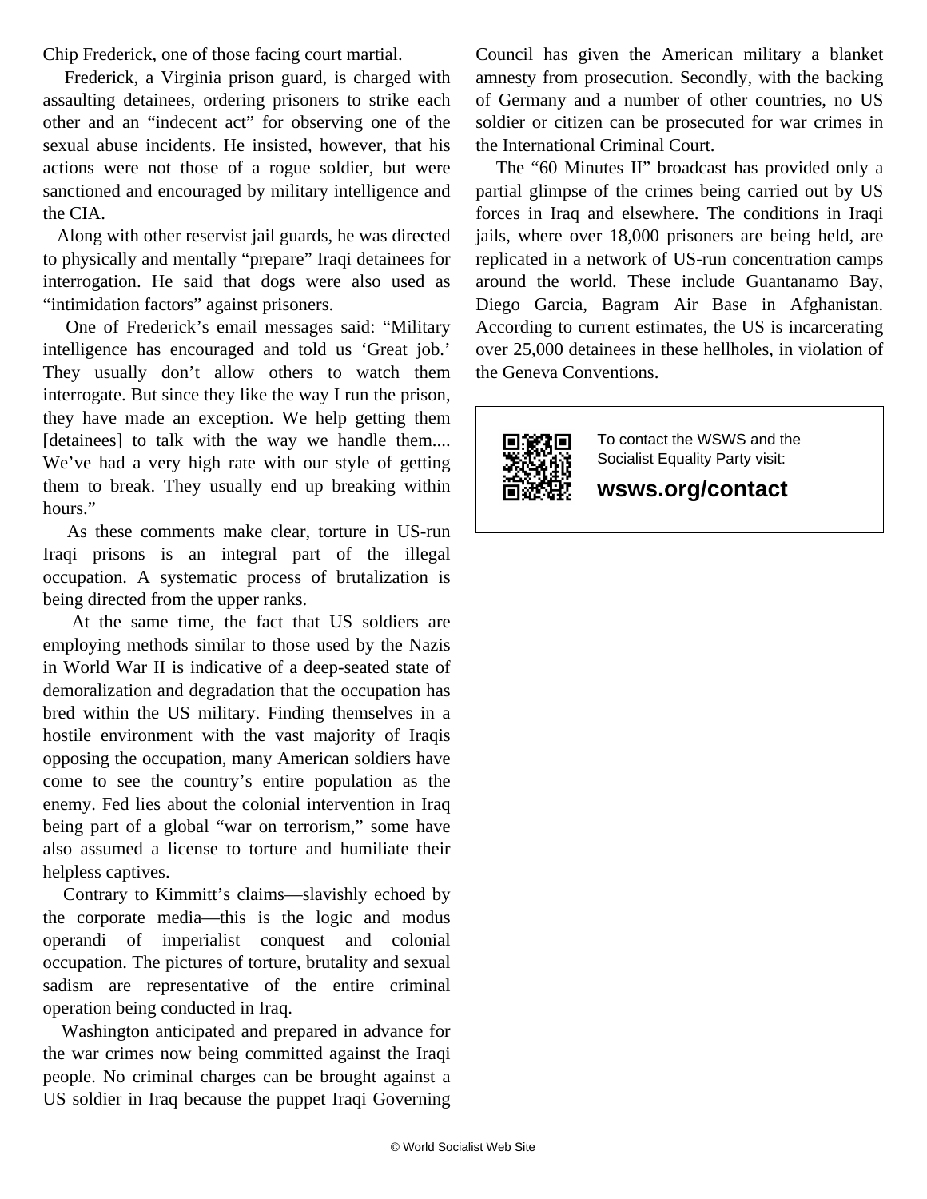Chip Frederick, one of those facing court martial.

Frederick, a Virginia prison guard, is charged with assaulting detainees, ordering prisoners to strike each other and an "indecent act" for observing one of the sexual abuse incidents. He insisted, however, that his actions were not those of a rogue soldier, but were sanctioned and encouraged by military intelligence and the CIA.

Along with other reservist jail guards, he was directed to physically and mentally "prepare" Iraqi detainees for interrogation. He said that dogs were also used as "intimidation factors" against prisoners.

One of Frederick's email messages said: "Military intelligence has encouraged and told us 'Great job.' They usually don't allow others to watch them interrogate. But since they like the way I run the prison, they have made an exception. We help getting them [detainees] to talk with the way we handle them.... We've had a very high rate with our style of getting them to break. They usually end up breaking within hours."

As these comments make clear, torture in US-run Iraqi prisons is an integral part of the illegal occupation. A systematic process of brutalization is being directed from the upper ranks.

At the same time, the fact that US soldiers are employing methods similar to those used by the Nazis in World War II is indicative of a deep-seated state of demoralization and degradation that the occupation has bred within the US military. Finding themselves in a hostile environment with the vast majority of Iraqis opposing the occupation, many American soldiers have come to see the country's entire population as the enemy. Fed lies about the colonial intervention in Iraq being part of a global "war on terrorism," some have also assumed a license to torture and humiliate their helpless captives.

Contrary to Kimmitt's claims—slavishly echoed by the corporate media—this is the logic and modus operandi of imperialist conquest and colonial occupation. The pictures of torture, brutality and sexual sadism are representative of the entire criminal operation being conducted in Iraq.

Washington anticipated and prepared in advance for the war crimes now being committed against the Iraqi people. No criminal charges can be brought against a US soldier in Iraq because the puppet Iraqi Governing Council has given the American military a blanket amnesty from prosecution. Secondly, with the backing of Germany and a number of other countries, no US soldier or citizen can be prosecuted for war crimes in the International Criminal Court.

The "60 Minutes II" broadcast has provided only a partial glimpse of the crimes being carried out by US forces in Iraq and elsewhere. The conditions in Iraqi jails, where over 18,000 prisoners are being held, are replicated in a network of US-run concentration camps around the world. These include Guantanamo Bay, Diego Garcia, Bagram Air Base in Afghanistan. According to current estimates, the US is incarcerating over 25,000 detainees in these hellholes, in violation of the Geneva Conventions.

To contact the WSWS and the Socialist Equality Party visit:

**wsws.org/contact**